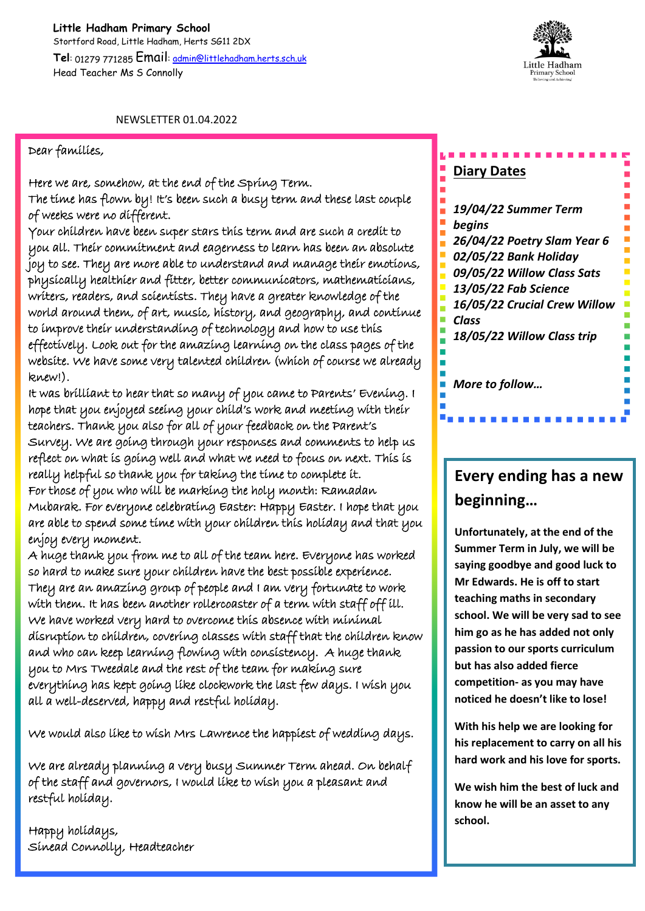**Little Hadham Primary School**
Stortford Road, Little Hadham, Herts SG11 2DX
**Tel**: 01279 771285 **Email**: admin@littlehadham.herts.sch.uk
Head Teacher Ms S Connolly

Little Hadham Primary School
Believing and Achieving

NEWSLETTER 01.04.2022

Dear families,

Here we are, somehow, at the end of the Spring Term.
The time has flown by! It's been such a busy term and these last couple of weeks were no different.
Your children have been super stars this term and are such a credit to you all. Their commitment and eagerness to learn has been an absolute joy to see. They are more able to understand and manage their emotions, physically healthier and fitter, better communicators, mathematicians, writers, readers, and scientists. They have a greater knowledge of the world around them, of art, music, history, and geography, and continue to improve their understanding of technology and how to use this effectively. Look out for the amazing learning on the class pages of the website. We have some very talented children (which of course we already knew!).
It was brilliant to hear that so many of you came to Parents' Evening. I hope that you enjoyed seeing your child's work and meeting with their teachers. Thank you also for all of your feedback on the Parent's Survey. We are going through your responses and comments to help us reflect on what is going well and what we need to focus on next. This is really helpful so thank you for taking the time to complete it.
For those of you who will be marking the holy month: Ramadan Mubarak. For everyone celebrating Easter: Happy Easter. I hope that you are able to spend some time with your children this holiday and that you enjoy every moment.
A huge thank you from me to all of the team here. Everyone has worked so hard to make sure your children have the best possible experience. They are an amazing group of people and I am very fortunate to work with them. It has been another rollercoaster of a term with staff off ill. We have worked very hard to overcome this absence with minimal disruption to children, covering classes with staff that the children know and who can keep learning flowing with consistency. A huge thank you to Mrs Tweedale and the rest of the team for making sure everything has kept going like clockwork the last few days. I wish you all a well-deserved, happy and restful holiday.

We would also like to wish Mrs Lawrence the happiest of wedding days.

We are already planning a very busy Summer Term ahead. On behalf of the staff and governors, I would like to wish you a pleasant and restful holiday.

Happy holidays,
Sinead Connolly, Headteacher

## Diary Dates

***19/04/22 Summer Term begins***
***26/04/22 Poetry Slam Year 6***
***02/05/22 Bank Holiday***
***09/05/22 Willow Class Sats***
***13/05/22 Fab Science***
***16/05/22 Crucial Crew Willow Class***
***18/05/22 Willow Class trip***

***More to follow…***

## Every ending has a new beginning…

**Unfortunately, at the end of the Summer Term in July, we will be saying goodbye and good luck to Mr Edwards. He is off to start teaching maths in secondary school. We will be very sad to see him go as he has added not only passion to our sports curriculum but has also added fierce competition- as you may have noticed he doesn't like to lose!**

**With his help we are looking for his replacement to carry on all his hard work and his love for sports.**

**We wish him the best of luck and know he will be an asset to any school.**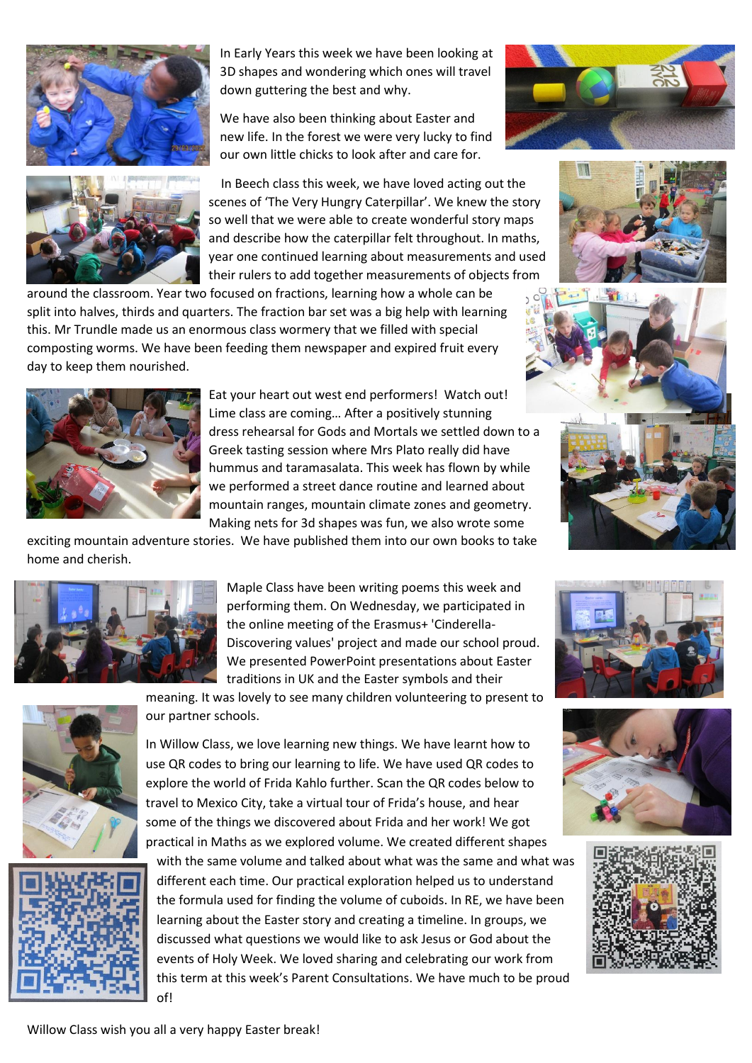In Early Years this week we have been looking at 3D shapes and wondering which ones will travel down guttering the best and why.

We have also been thinking about Easter and new life. In the forest we were very lucky to find our own little chicks to look after and care for.

In Beech class this week, we have loved acting out the scenes of 'The Very Hungry Caterpillar'. We knew the story so well that we were able to create wonderful story maps and describe how the caterpillar felt throughout. In maths, year one continued learning about measurements and used their rulers to add together measurements of objects from around the classroom. Year two focused on fractions, learning how a whole can be split into halves, thirds and quarters. The fraction bar set was a big help with learning this. Mr Trundle made us an enormous class wormery that we filled with special composting worms. We have been feeding them newspaper and expired fruit every day to keep them nourished.

Eat your heart out west end performers! Watch out! Lime class are coming… After a positively stunning dress rehearsal for Gods and Mortals we settled down to a Greek tasting session where Mrs Plato really did have hummus and taramasalata. This week has flown by while we performed a street dance routine and learned about mountain ranges, mountain climate zones and geometry. Making nets for 3d shapes was fun, we also wrote some exciting mountain adventure stories. We have published them into our own books to take home and cherish.

Maple Class have been writing poems this week and performing them. On Wednesday, we participated in the online meeting of the Erasmus+ 'Cinderella- Discovering values' project and made our school proud. We presented PowerPoint presentations about Easter traditions in UK and the Easter symbols and their meaning. It was lovely to see many children volunteering to present to our partner schools.

In Willow Class, we love learning new things. We have learnt how to use QR codes to bring our learning to life. We have used QR codes to explore the world of Frida Kahlo further. Scan the QR codes below to travel to Mexico City, take a virtual tour of Frida's house, and hear some of the things we discovered about Frida and her work! We got practical in Maths as we explored volume. We created different shapes with the same volume and talked about what was the same and what was different each time. Our practical exploration helped us to understand the formula used for finding the volume of cuboids. In RE, we have been learning about the Easter story and creating a timeline. In groups, we discussed what questions we would like to ask Jesus or God about the events of Holy Week. We loved sharing and celebrating our work from this term at this week's Parent Consultations. We have much to be proud of!

Willow Class wish you all a very happy Easter break!